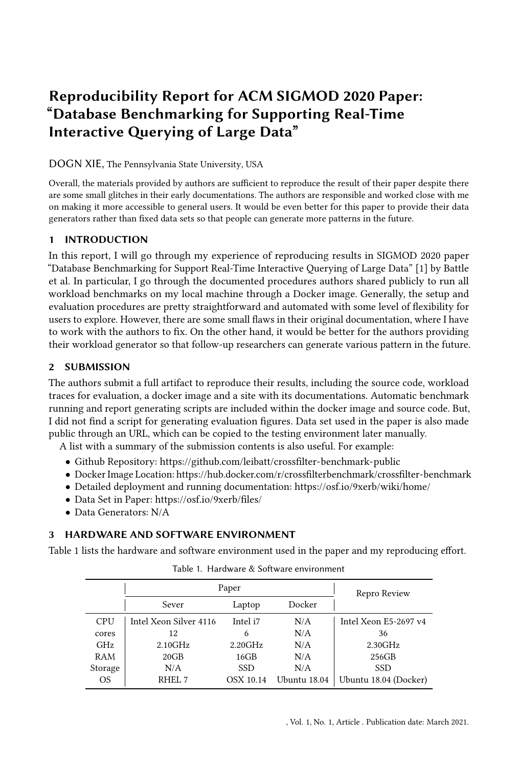// Reproducibility Report for ACM SIGMOD 2020 Paper: "Database Benchmarking for Supporting Real-Time Interactive Querying of Large Data"

DOGN XIE, The Pennsylvania State University, USA

Overall, the materials provided by authors are sufficient to reproduce the result of their paper despite there are some small glitches in their early documentations. The authors are responsible and worked close with me on making it more accessible to general users. It would be even better for this paper to provide their data generators rather than fixed data sets so that people can generate more patterns in the future.

## 1 INTRODUCTION

In this report, I will go through my experience of reproducing results in SIGMOD 2020 paper "Database Benchmarking for Support Real-Time Interactive Querying of Large Data" [1] by Battle et al. In particular, I go through the documented procedures authors shared publicly to run all workload benchmarks on my local machine through a Docker image. Generally, the setup and evaluation procedures are pretty straightforward and automated with some level of flexibility for users to explore. However, there are some small flaws in their original documentation, where I have to work with the authors to fix. On the other hand, it would be better for the authors providing their workload generator so that follow-up researchers can generate various pattern in the future.

## 2 SUBMISSION

The authors submit a full artifact to reproduce their results, including the source code, workload traces for evaluation, a docker image and a site with its documentations. Automatic benchmark running and report generating scripts are included within the docker image and source code. But, I did not find a script for generating evaluation figures. Data set used in the paper is also made public through an URL, which can be copied to the testing environment later manually.

A list with a summary of the submission contents is also useful. For example:

- Github Repository: https://github.com/leibatt/crossfilter-benchmark-public
- Docker Image Location: https://hub.docker.com/r/crossfilterbenchmark/crossfilter-benchmark
- Detailed deployment and running documentation: https://osf.io/9xerb/wiki/home/
- Data Set in Paper: https://osf.io/9xerb/files/
- Data Generators: N/A

## 3 HARDWARE AND SOFTWARE ENVIRONMENT

Table 1 lists the hardware and software environment used in the paper and my reproducing effort.

Table 1. Hardware & Software environment

| | Paper | | | Repro Review |
|---|---|---|---|---|
| | Sever | Laptop | Docker | |
| CPU | Intel Xeon Silver 4116 | Intel i7 | N/A | Intel Xeon E5-2697 v4 |
| cores | 12 | 6 | N/A | 36 |
| GHz | 2.10GHz | 2.20GHz | N/A | 2.30GHz |
| RAM | 20GB | 16GB | N/A | 256GB |
| Storage | N/A | SSD | N/A | SSD |
| OS | RHEL 7 | OSX 10.14 | Ubuntu 18.04 | Ubuntu 18.04 (Docker) |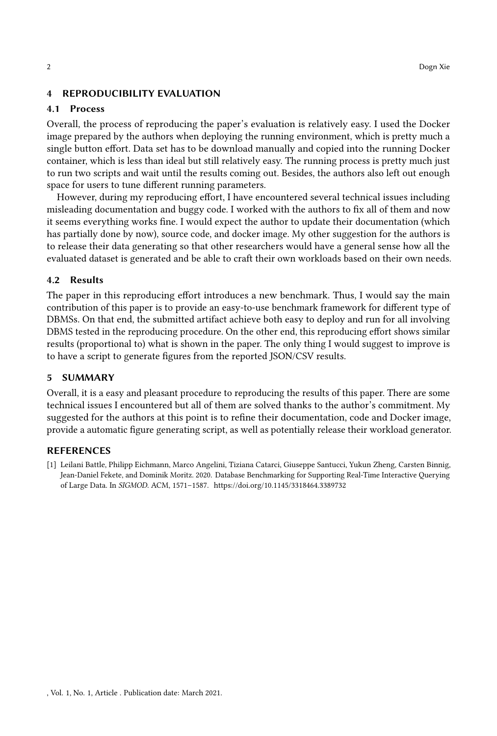## 4 REPRODUCIBILITY EVALUATION

### 4.1 Process

Overall, the process of reproducing the paper's evaluation is relatively easy. I used the Docker image prepared by the authors when deploying the running environment, which is pretty much a single button effort. Data set has to be download manually and copied into the running Docker container, which is less than ideal but still relatively easy. The running process is pretty much just to run two scripts and wait until the results coming out. Besides, the authors also left out enough space for users to tune different running parameters.

However, during my reproducing effort, I have encountered several technical issues including misleading documentation and buggy code. I worked with the authors to fix all of them and now it seems everything works fine. I would expect the author to update their documentation (which has partially done by now), source code, and docker image. My other suggestion for the authors is to release their data generating so that other researchers would have a general sense how all the evaluated dataset is generated and be able to craft their own workloads based on their own needs.

### 4.2 Results

The paper in this reproducing effort introduces a new benchmark. Thus, I would say the main contribution of this paper is to provide an easy-to-use benchmark framework for different type of DBMSs. On that end, the submitted artifact achieve both easy to deploy and run for all involving DBMS tested in the reproducing procedure. On the other end, this reproducing effort shows similar results (proportional to) what is shown in the paper. The only thing I would suggest to improve is to have a script to generate figures from the reported JSON/CSV results.

## 5 SUMMARY

Overall, it is a easy and pleasant procedure to reproducing the results of this paper. There are some technical issues I encountered but all of them are solved thanks to the author's commitment. My suggested for the authors at this point is to refine their documentation, code and Docker image, provide a automatic figure generating script, as well as potentially release their workload generator.

## REFERENCES

[1] Leilani Battle, Philipp Eichmann, Marco Angelini, Tiziana Catarci, Giuseppe Santucci, Yukun Zheng, Carsten Binnig, Jean-Daniel Fekete, and Dominik Moritz. 2020. Database Benchmarking for Supporting Real-Time Interactive Querying of Large Data. In *SIGMOD*. ACM, 1571–1587. https://doi.org/10.1145/3318464.3389732